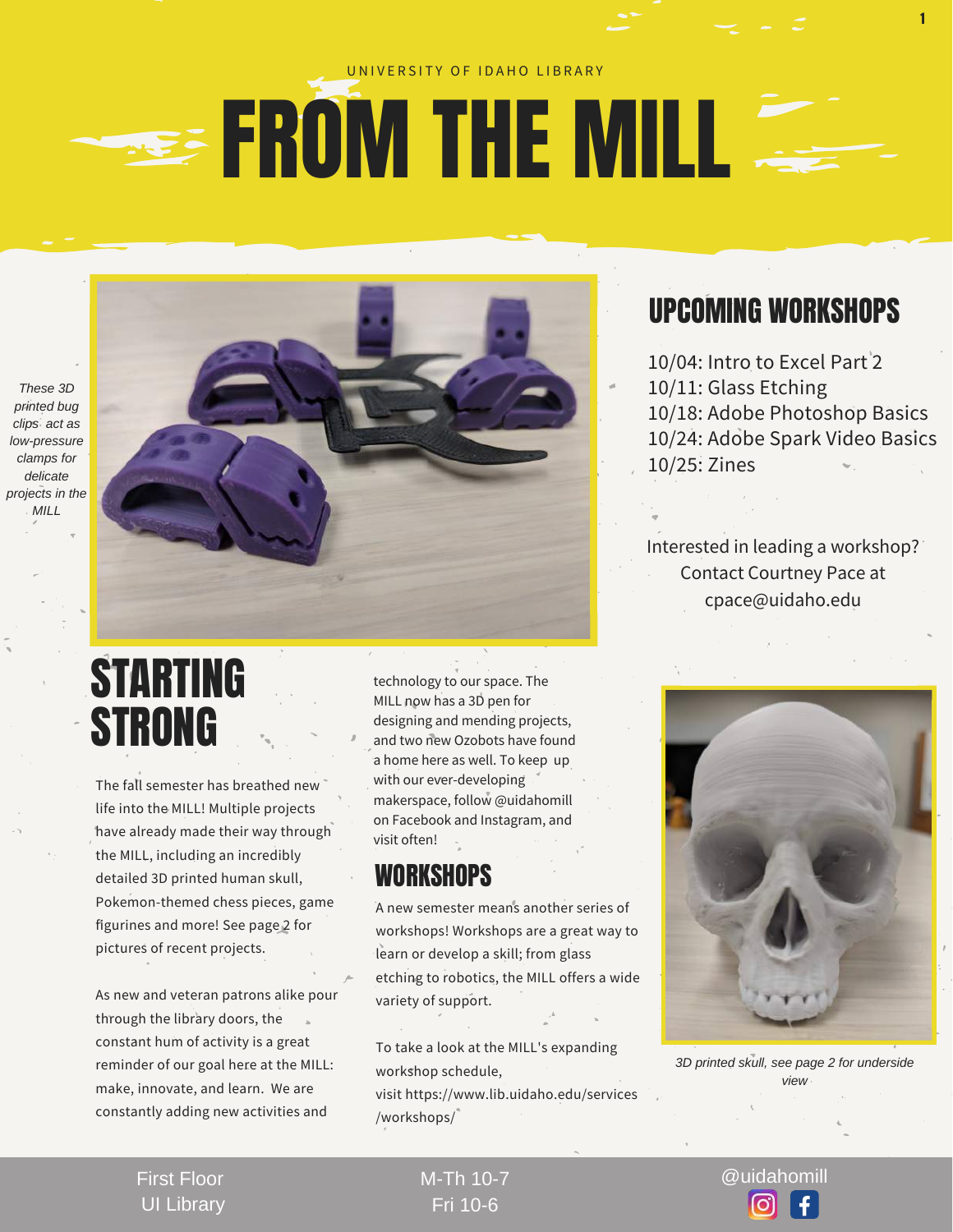UNIVERSITY OF IDAHO LIBRARY

# FROM THE MILL

*These 3D printed bug clips act as low-pressure clamps for delicate projects in the MILL*

## UPCOMING WORKSHOPS

10/04: Intro to Excel Part 2
10/11: Glass Etching
10/18: Adobe Photoshop Basics
10/24: Adobe Spark Video Basics
10/25: Zines

Interested in leading a workshop? Contact Courtney Pace at cpace@uidaho.edu

## STARTING STRONG

The fall semester has breathed new life into the MILL! Multiple projects have already made their way through the MILL, including an incredibly detailed 3D printed human skull, Pokemon-themed chess pieces, game figurines and more! See page 2 for pictures of recent projects.

As new and veteran patrons alike pour through the library doors, the constant hum of activity is a great reminder of our goal here at the MILL: make, innovate, and learn. We are constantly adding new activities and technology to our space. The MILL now has a 3D pen for designing and mending projects, and two new Ozobots have found a home here as well. To keep up with our ever-developing makerspace, follow @uidahomill on Facebook and Instagram, and visit often!

## WORKSHOPS

A new semester means another series of workshops! Workshops are a great way to learn or develop a skill; from glass etching to robotics, the MILL offers a wide variety of support.

To take a look at the MILL's expanding workshop schedule, visit https://www.lib.uidaho.edu/services/workshops/

*3D printed skull, see page 2 for underside view*

First Floor UI Library | M-Th 10-7 Fri 10-6 | @uidahomill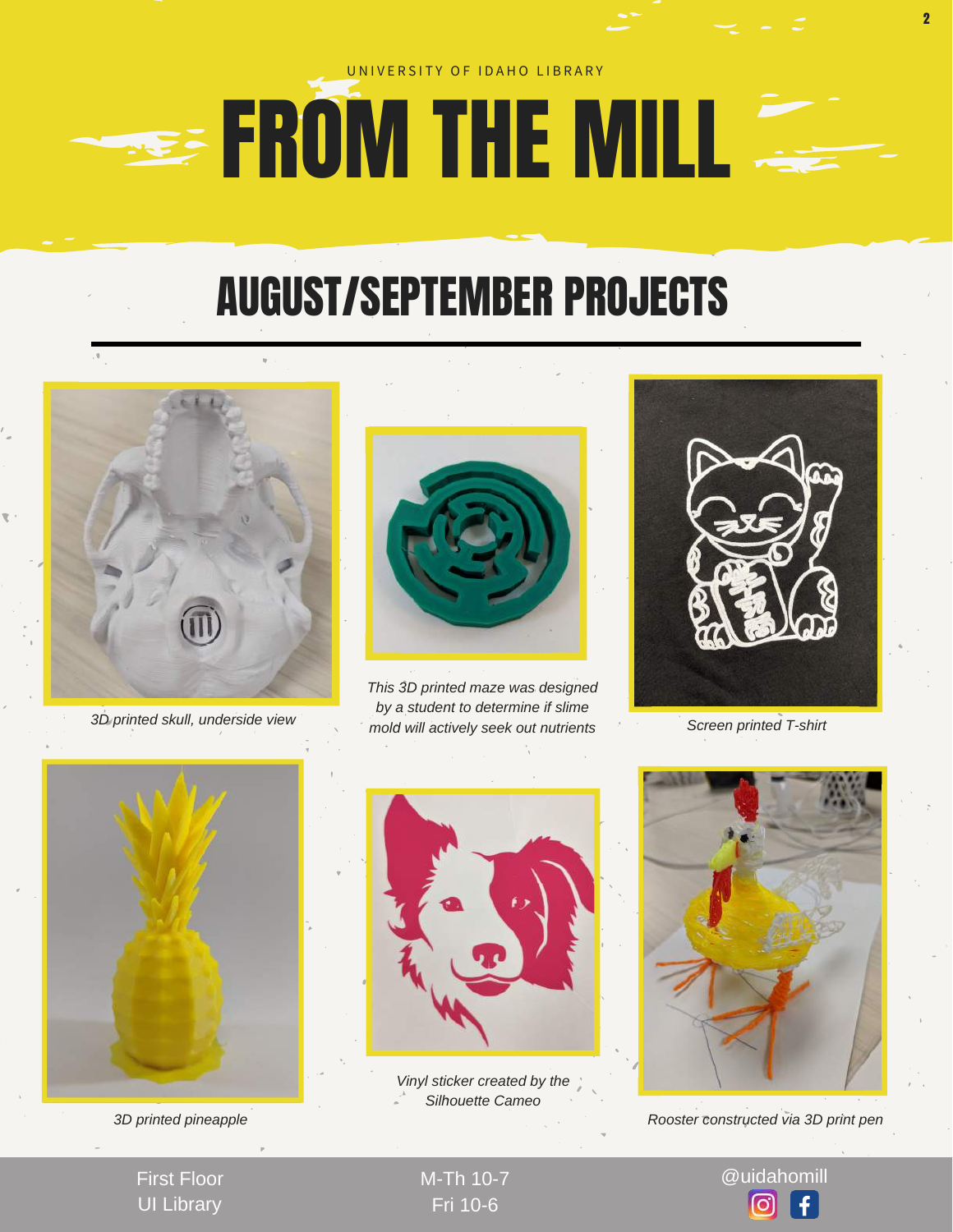UNIVERSITY OF IDAHO LIBRARY

# FROM THE MILL

## AUGUST/SEPTEMBER PROJECTS

*3D printed skull, underside view*

*This 3D printed maze was designed by a student to determine if slime mold will actively seek out nutrients*

*Screen printed T-shirt*

*3D printed pineapple*

*Vinyl sticker created by the Silhouette Cameo*

*Rooster constructed via 3D print pen*

First Floor
UI Library

M-Th 10-7
Fri 10-6

@uidahomill